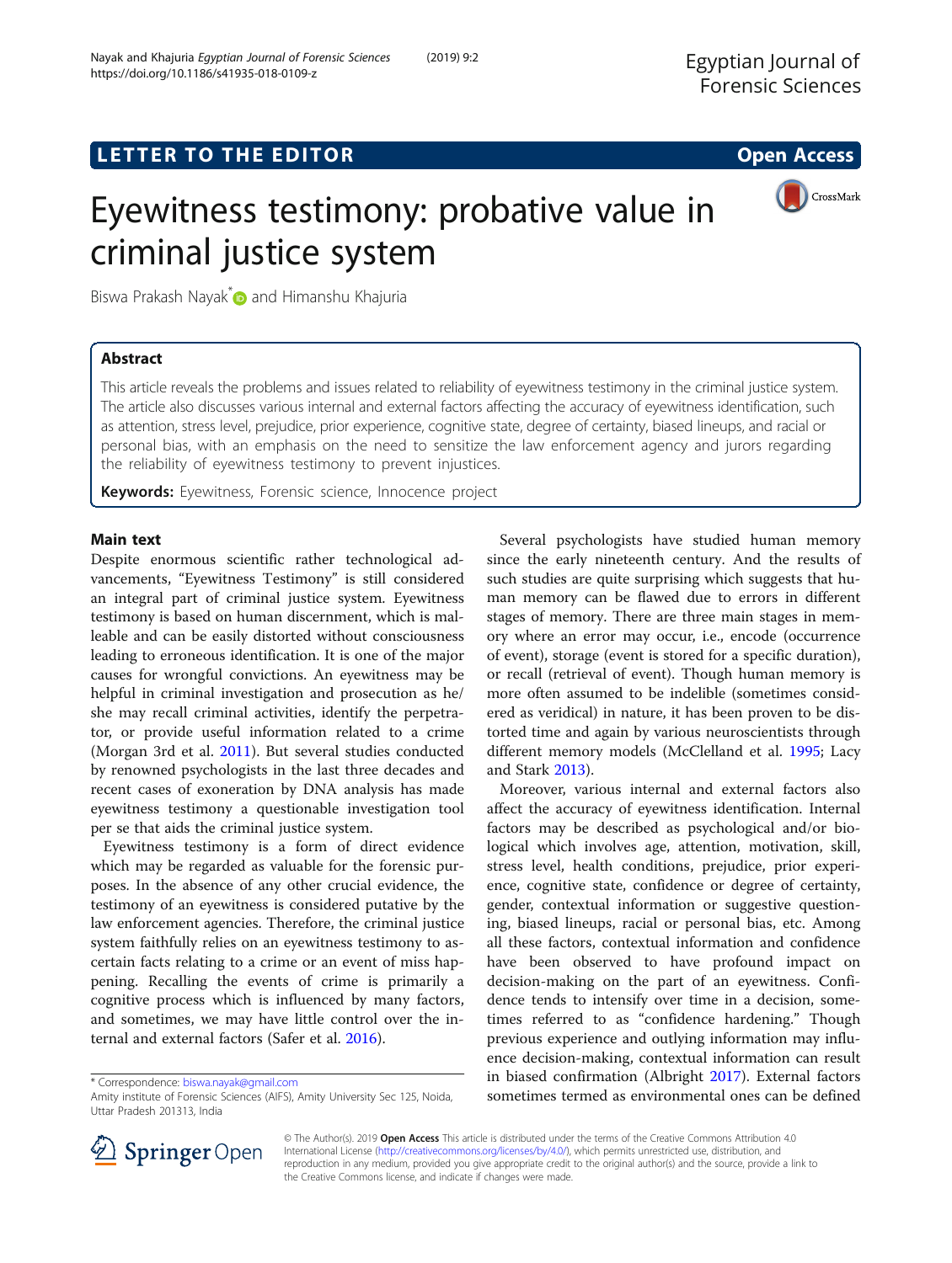LETTER TO THE EDITOR — Open Access

# Eyewitness testimony: probative value in criminal justice system

Biswa Prakash Nayak* and Himanshu Khajuria

## Abstract

This article reveals the problems and issues related to reliability of eyewitness testimony in the criminal justice system. The article also discusses various internal and external factors affecting the accuracy of eyewitness identification, such as attention, stress level, prejudice, prior experience, cognitive state, degree of certainty, biased lineups, and racial or personal bias, with an emphasis on the need to sensitize the law enforcement agency and jurors regarding the reliability of eyewitness testimony to prevent injustices.

**Keywords:** Eyewitness, Forensic science, Innocence project

## Main text

Despite enormous scientific rather technological advancements, "Eyewitness Testimony" is still considered an integral part of criminal justice system. Eyewitness testimony is based on human discernment, which is malleable and can be easily distorted without consciousness leading to erroneous identification. It is one of the major causes for wrongful convictions. An eyewitness may be helpful in criminal investigation and prosecution as he/she may recall criminal activities, identify the perpetrator, or provide useful information related to a crime (Morgan 3rd et al. 2011). But several studies conducted by renowned psychologists in the last three decades and recent cases of exoneration by DNA analysis has made eyewitness testimony a questionable investigation tool per se that aids the criminal justice system.

Eyewitness testimony is a form of direct evidence which may be regarded as valuable for the forensic purposes. In the absence of any other crucial evidence, the testimony of an eyewitness is considered putative by the law enforcement agencies. Therefore, the criminal justice system faithfully relies on an eyewitness testimony to ascertain facts relating to a crime or an event of miss happening. Recalling the events of crime is primarily a cognitive process which is influenced by many factors, and sometimes, we may have little control over the internal and external factors (Safer et al. 2016).

Several psychologists have studied human memory since the early nineteenth century. And the results of such studies are quite surprising which suggests that human memory can be flawed due to errors in different stages of memory. There are three main stages in memory where an error may occur, i.e., encode (occurrence of event), storage (event is stored for a specific duration), or recall (retrieval of event). Though human memory is more often assumed to be indelible (sometimes considered as veridical) in nature, it has been proven to be distorted time and again by various neuroscientists through different memory models (McClelland et al. 1995; Lacy and Stark 2013).

Moreover, various internal and external factors also affect the accuracy of eyewitness identification. Internal factors may be described as psychological and/or biological which involves age, attention, motivation, skill, stress level, health conditions, prejudice, prior experience, cognitive state, confidence or degree of certainty, gender, contextual information or suggestive questioning, biased lineups, racial or personal bias, etc. Among all these factors, contextual information and confidence have been observed to have profound impact on decision-making on the part of an eyewitness. Confidence tends to intensify over time in a decision, sometimes referred to as "confidence hardening." Though previous experience and outlying information may influence decision-making, contextual information can result in biased confirmation (Albright 2017). External factors sometimes termed as environmental ones can be defined

\* Correspondence: biswa.nayak@gmail.com
Amity institute of Forensic Sciences (AIFS), Amity University Sec 125, Noida, Uttar Pradesh 201313, India

© The Author(s). 2019 **Open Access** This article is distributed under the terms of the Creative Commons Attribution 4.0 International License (http://creativecommons.org/licenses/by/4.0/), which permits unrestricted use, distribution, and reproduction in any medium, provided you give appropriate credit to the original author(s) and the source, provide a link to the Creative Commons license, and indicate if changes were made.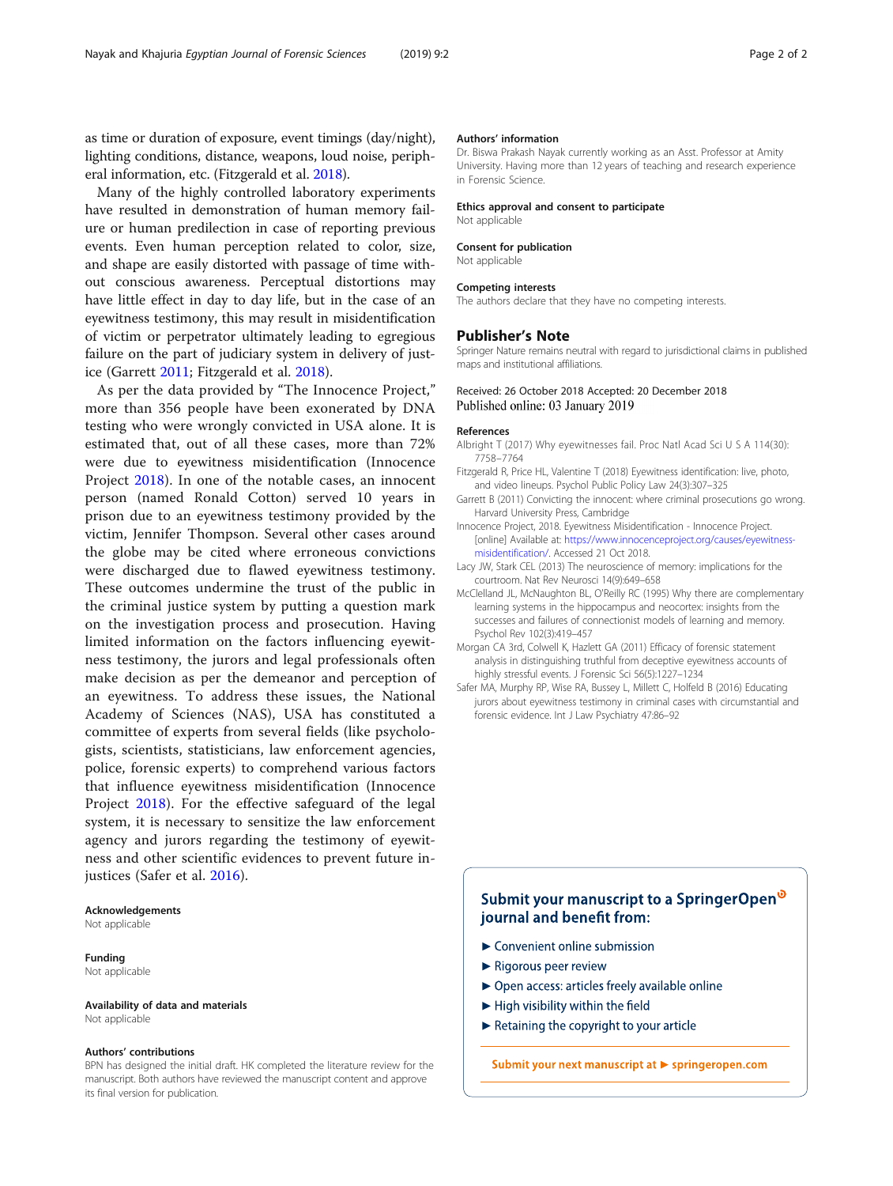as time or duration of exposure, event timings (day/night), lighting conditions, distance, weapons, loud noise, peripheral information, etc. (Fitzgerald et al. 2018).

Many of the highly controlled laboratory experiments have resulted in demonstration of human memory failure or human predilection in case of reporting previous events. Even human perception related to color, size, and shape are easily distorted with passage of time without conscious awareness. Perceptual distortions may have little effect in day to day life, but in the case of an eyewitness testimony, this may result in misidentification of victim or perpetrator ultimately leading to egregious failure on the part of judiciary system in delivery of justice (Garrett 2011; Fitzgerald et al. 2018).

As per the data provided by "The Innocence Project," more than 356 people have been exonerated by DNA testing who were wrongly convicted in USA alone. It is estimated that, out of all these cases, more than 72% were due to eyewitness misidentification (Innocence Project 2018). In one of the notable cases, an innocent person (named Ronald Cotton) served 10 years in prison due to an eyewitness testimony provided by the victim, Jennifer Thompson. Several other cases around the globe may be cited where erroneous convictions were discharged due to flawed eyewitness testimony. These outcomes undermine the trust of the public in the criminal justice system by putting a question mark on the investigation process and prosecution. Having limited information on the factors influencing eyewitness testimony, the jurors and legal professionals often make decision as per the demeanor and perception of an eyewitness. To address these issues, the National Academy of Sciences (NAS), USA has constituted a committee of experts from several fields (like psychologists, scientists, statisticians, law enforcement agencies, police, forensic experts) to comprehend various factors that influence eyewitness misidentification (Innocence Project 2018). For the effective safeguard of the legal system, it is necessary to sensitize the law enforcement agency and jurors regarding the testimony of eyewitness and other scientific evidences to prevent future injustices (Safer et al. 2016).

#### Acknowledgements
Not applicable

#### Funding
Not applicable

#### Availability of data and materials
Not applicable

#### Authors' contributions
BPN has designed the initial draft. HK completed the literature review for the manuscript. Both authors have reviewed the manuscript content and approve its final version for publication.

#### Authors' information
Dr. Biswa Prakash Nayak currently working as an Asst. Professor at Amity University. Having more than 12 years of teaching and research experience in Forensic Science.

#### Ethics approval and consent to participate
Not applicable

#### Consent for publication
Not applicable

#### Competing interests
The authors declare that they have no competing interests.

## Publisher's Note
Springer Nature remains neutral with regard to jurisdictional claims in published maps and institutional affiliations.

Received: 26 October 2018 Accepted: 20 December 2018
Published online: 03 January 2019

#### References
- Albright T (2017) Why eyewitnesses fail. Proc Natl Acad Sci U S A 114(30): 7758–7764
- Fitzgerald R, Price HL, Valentine T (2018) Eyewitness identification: live, photo, and video lineups. Psychol Public Policy Law 24(3):307–325
- Garrett B (2011) Convicting the innocent: where criminal prosecutions go wrong. Harvard University Press, Cambridge
- Innocence Project, 2018. Eyewitness Misidentification - Innocence Project. [online] Available at: https://www.innocenceproject.org/causes/eyewitness-misidentification/. Accessed 21 Oct 2018.
- Lacy JW, Stark CEL (2013) The neuroscience of memory: implications for the courtroom. Nat Rev Neurosci 14(9):649–658
- McClelland JL, McNaughton BL, O'Reilly RC (1995) Why there are complementary learning systems in the hippocampus and neocortex: insights from the successes and failures of connectionist models of learning and memory. Psychol Rev 102(3):419–457
- Morgan CA 3rd, Colwell K, Hazlett GA (2011) Efficacy of forensic statement analysis in distinguishing truthful from deceptive eyewitness accounts of highly stressful events. J Forensic Sci 56(5):1227–1234
- Safer MA, Murphy RP, Wise RA, Bussey L, Millett C, Holfeld B (2016) Educating jurors about eyewitness testimony in criminal cases with circumstantial and forensic evidence. Int J Law Psychiatry 47:86–92

**Submit your manuscript to a SpringerOpen journal and benefit from:**

- ► Convenient online submission
- ► Rigorous peer review
- ► Open access: articles freely available online
- ► High visibility within the field
- ► Retaining the copyright to your article

Submit your next manuscript at ► springeropen.com